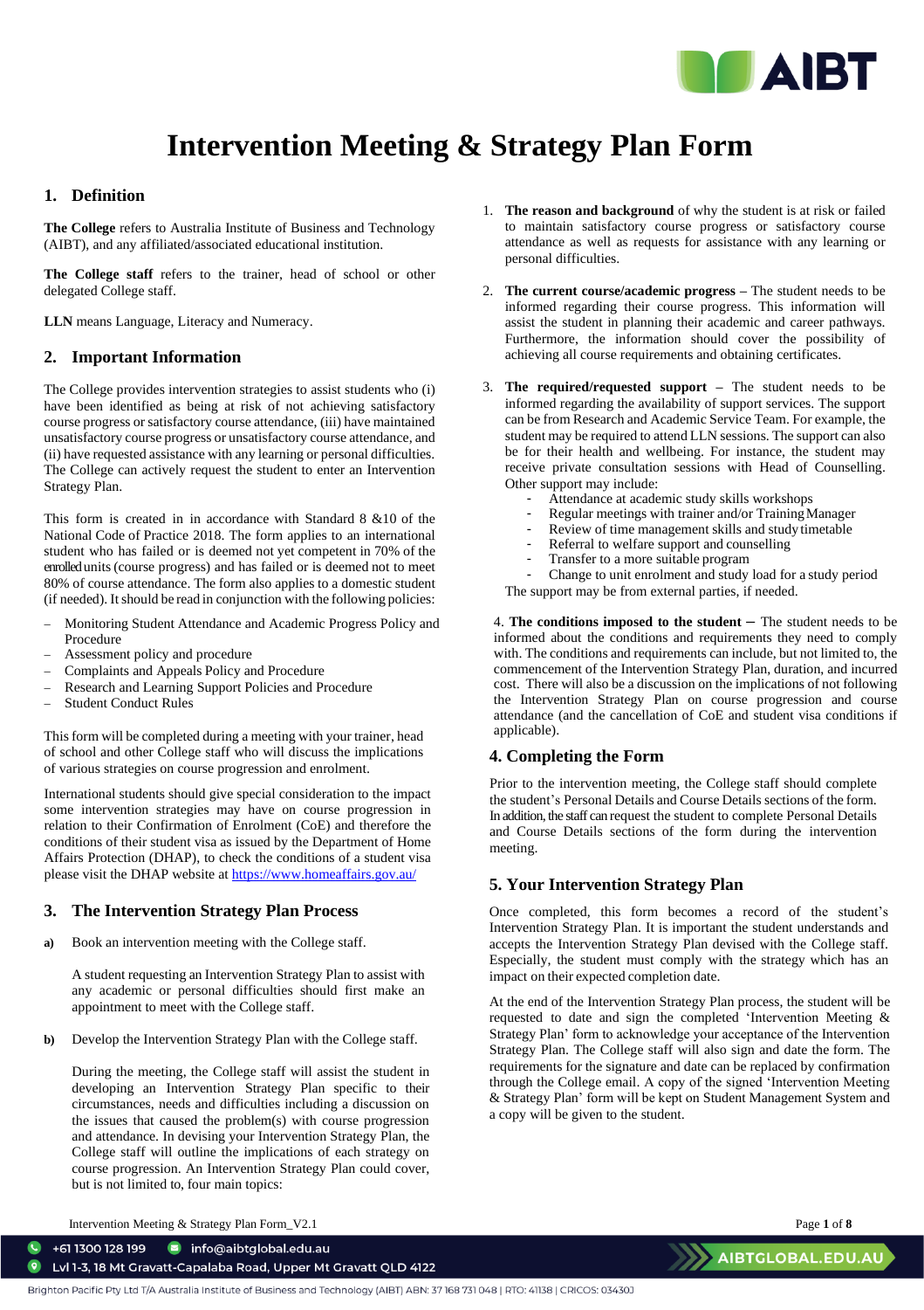# Intervention Meeting & Strategy Plan Form

## 1. Definition

**The College** refers to Australia Institute of Business and Technology (AIBT), and any affiliated/associated educational institution.

**The College staff** refers to the trainer, head of school or other delegated College staff.

**LLN** means Language, Literacy and Numeracy.

## 2. Important Information

The College provides intervention strategies to assist students who (i) have been identified as being at risk of not achieving satisfactory course progress or satisfactory course attendance, (iii) have maintained unsatisfactory course progress or unsatisfactory course attendance, and (ii) have requested assistance with any learning or personal difficulties. The College can actively request the student to enter an Intervention Strategy Plan.

This form is created in in accordance with Standard 8 &10 of the National Code of Practice 2018. The form applies to an international student who has failed or is deemed not yet competent in 70% of the enrolled units (course progress) and has failed or is deemed not to meet 80% of course attendance. The form also applies to a domestic student (if needed). It should be read in conjunction with the following policies:

- Monitoring Student Attendance and Academic Progress Policy and Procedure
- Assessment policy and procedure
- Complaints and Appeals Policy and Procedure
- Research and Learning Support Policies and Procedure
- Student Conduct Rules

This form will be completed during a meeting with your trainer, head of school and other College staff who will discuss the implications of various strategies on course progression and enrolment.

International students should give special consideration to the impact some intervention strategies may have on course progression in relation to their Confirmation of Enrolment (CoE) and therefore the conditions of their student visa as issued by the Department of Home Affairs Protection (DHAP), to check the conditions of a student visa please visit the DHAP website at https://www.homeaffairs.gov.au/

## 3. The Intervention Strategy Plan Process

**a)** Book an intervention meeting with the College staff.

A student requesting an Intervention Strategy Plan to assist with any academic or personal difficulties should first make an appointment to meet with the College staff.

**b)** Develop the Intervention Strategy Plan with the College staff.

During the meeting, the College staff will assist the student in developing an Intervention Strategy Plan specific to their circumstances, needs and difficulties including a discussion on the issues that caused the problem(s) with course progression and attendance. In devising your Intervention Strategy Plan, the College staff will outline the implications of each strategy on course progression. An Intervention Strategy Plan could cover, but is not limited to, four main topics:

1. **The reason and background** of why the student is at risk or failed to maintain satisfactory course progress or satisfactory course attendance as well as requests for assistance with any learning or personal difficulties.

2. **The current course/academic progress** – The student needs to be informed regarding their course progress. This information will assist the student in planning their academic and career pathways. Furthermore, the information should cover the possibility of achieving all course requirements and obtaining certificates.

3. **The required/requested support** – The student needs to be informed regarding the availability of support services. The support can be from Research and Academic Service Team. For example, the student may be required to attend LLN sessions. The support can also be for their health and wellbeing. For instance, the student may receive private consultation sessions with Head of Counselling. Other support may include:
   - Attendance at academic study skills workshops
   - Regular meetings with trainer and/or Training Manager
   - Review of time management skills and study timetable
   - Referral to welfare support and counselling
   - Transfer to a more suitable program
   - Change to unit enrolment and study load for a study period

   The support may be from external parties, if needed.

4. **The conditions imposed to the student** – The student needs to be informed about the conditions and requirements they need to comply with. The conditions and requirements can include, but not limited to, the commencement of the Intervention Strategy Plan, duration, and incurred cost. There will also be a discussion on the implications of not following the Intervention Strategy Plan on course progression and course attendance (and the cancellation of CoE and student visa conditions if applicable).

## 4. Completing the Form

Prior to the intervention meeting, the College staff should complete the student's Personal Details and Course Details sections of the form. In addition, the staff can request the student to complete Personal Details and Course Details sections of the form during the intervention meeting.

## 5. Your Intervention Strategy Plan

Once completed, this form becomes a record of the student's Intervention Strategy Plan. It is important the student understands and accepts the Intervention Strategy Plan devised with the College staff. Especially, the student must comply with the strategy which has an impact on their expected completion date.

At the end of the Intervention Strategy Plan process, the student will be requested to date and sign the completed 'Intervention Meeting & Strategy Plan' form to acknowledge your acceptance of the Intervention Strategy Plan. The College staff will also sign and date the form. The requirements for the signature and date can be replaced by confirmation through the College email. A copy of the signed 'Intervention Meeting & Strategy Plan' form will be kept on Student Management System and a copy will be given to the student.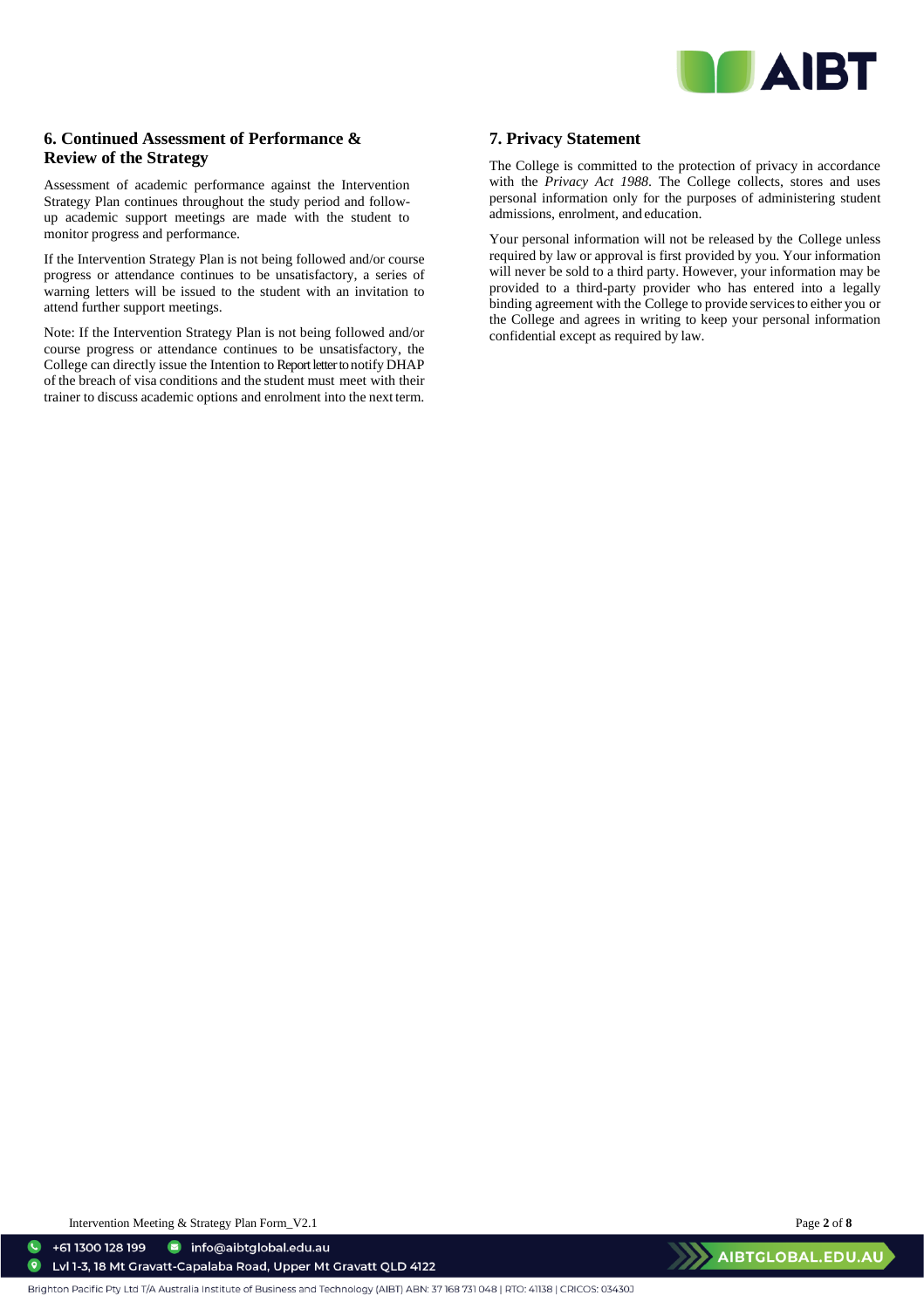## 6. Continued Assessment of Performance & Review of the Strategy

Assessment of academic performance against the Intervention Strategy Plan continues throughout the study period and follow-up academic support meetings are made with the student to monitor progress and performance.

If the Intervention Strategy Plan is not being followed and/or course progress or attendance continues to be unsatisfactory, a series of warning letters will be issued to the student with an invitation to attend further support meetings.

Note: If the Intervention Strategy Plan is not being followed and/or course progress or attendance continues to be unsatisfactory, the College can directly issue the Intention to Report letter to notify DHAP of the breach of visa conditions and the student must meet with their trainer to discuss academic options and enrolment into the next term.

## 7. Privacy Statement

The College is committed to the protection of privacy in accordance with the *Privacy Act 1988*. The College collects, stores and uses personal information only for the purposes of administering student admissions, enrolment, and education.

Your personal information will not be released by the College unless required by law or approval is first provided by you. Your information will never be sold to a third party. However, your information may be provided to a third-party provider who has entered into a legally binding agreement with the College to provide services to either you or the College and agrees in writing to keep your personal information confidential except as required by law.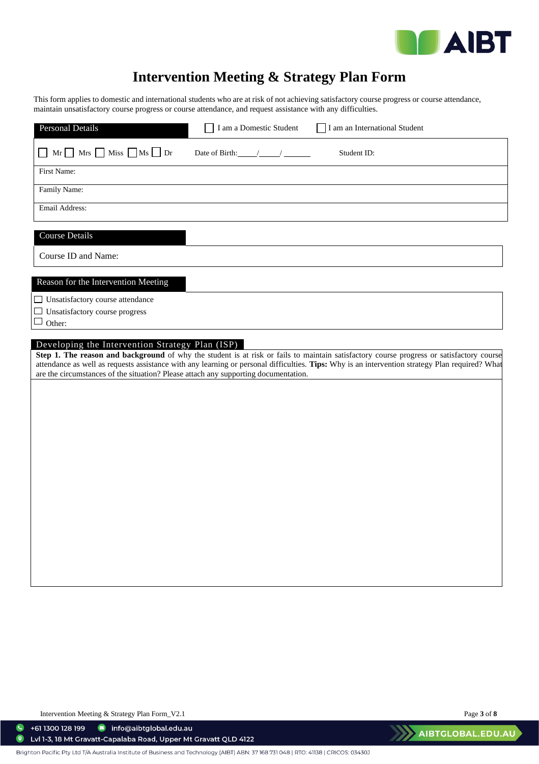# Intervention Meeting & Strategy Plan Form

This form applies to domestic and international students who are at risk of not achieving satisfactory course progress or course attendance, maintain unsatisfactory course progress or course attendance, and request assistance with any difficulties.

## Personal Details

☐ I am a Domestic Student ☐ I am an International Student

| ☐ Mr ☐ Mrs ☐ Miss ☐ Ms ☐ Dr | Date of Birth:\_\_\_\_/\_\_\_\_/\_\_\_\_\_ | Student ID: |
|---|---|---|
| First Name: | | |
| Family Name: | | |
| Email Address: | | |

## Course Details

| Course ID and Name: |
|---|

## Reason for the Intervention Meeting

☐ Unsatisfactory course attendance

☐ Unsatisfactory course progress

☐ Other:

## Developing the Intervention Strategy Plan (ISP)

**Step 1. The reason and background** of why the student is at risk or fails to maintain satisfactory course progress or satisfactory course attendance as well as requests assistance with any learning or personal difficulties. **Tips:** Why is an intervention strategy Plan required? What are the circumstances of the situation? Please attach any supporting documentation.

| |
|---|
| |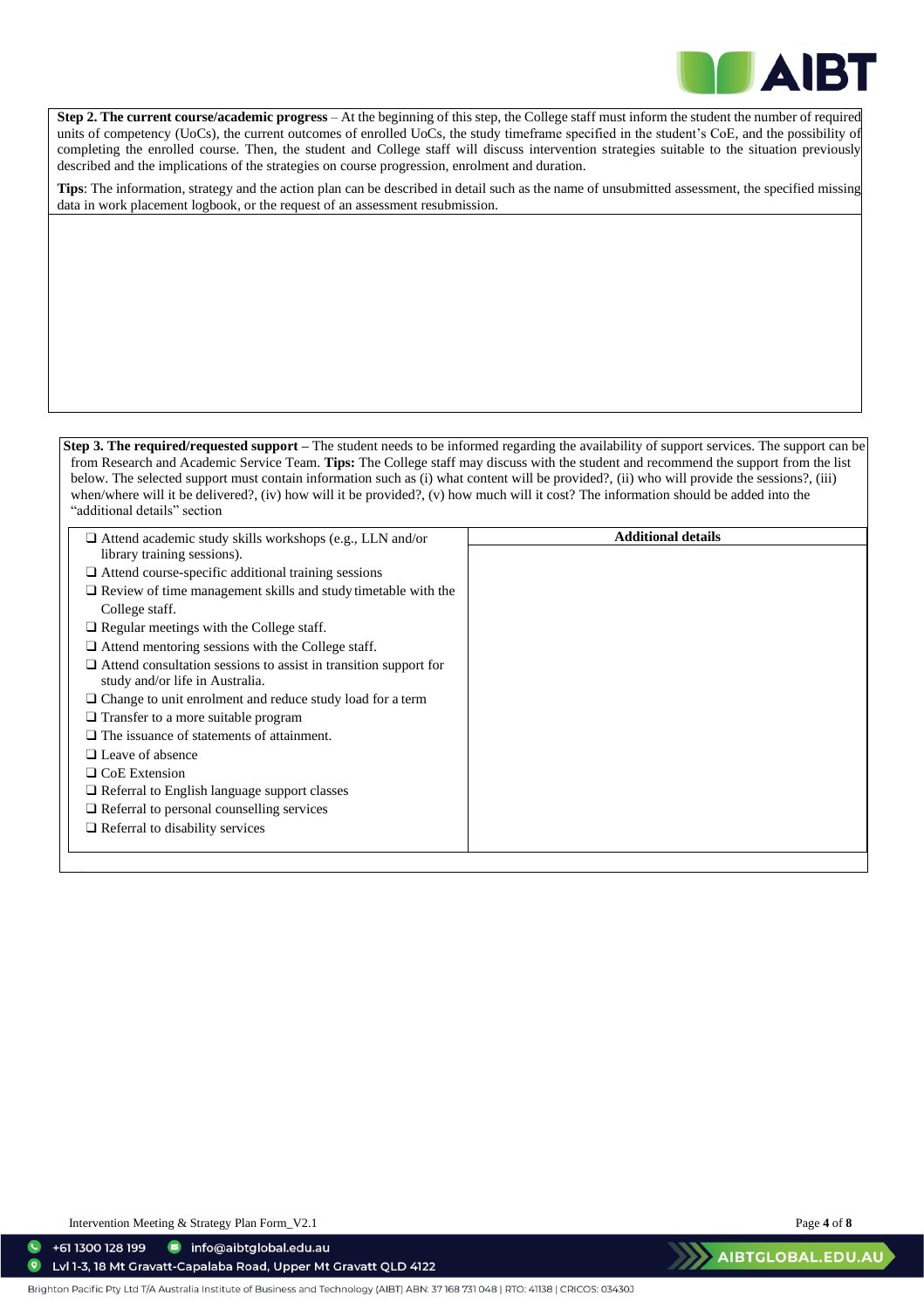**Step 2. The current course/academic progress** – At the beginning of this step, the College staff must inform the student the number of required units of competency (UoCs), the current outcomes of enrolled UoCs, the study timeframe specified in the student's CoE, and the possibility of completing the enrolled course. Then, the student and College staff will discuss intervention strategies suitable to the situation previously described and the implications of the strategies on course progression, enrolment and duration.

**Tips**: The information, strategy and the action plan can be described in detail such as the name of unsubmitted assessment, the specified missing data in work placement logbook, or the request of an assessment resubmission.

**Step 3. The required/requested support –** The student needs to be informed regarding the availability of support services. The support can be from Research and Academic Service Team. **Tips:** The College staff may discuss with the student and recommend the support from the list below. The selected support must contain information such as (i) what content will be provided?, (ii) who will provide the sessions?, (iii) when/where will it be delivered?, (iv) how will it be provided?, (v) how much will it cost? The information should be added into the "additional details" section

| | **Additional details** |
|---|---|
| ❑ Attend academic study skills workshops (e.g., LLN and/or library training sessions).<br>❑ Attend course-specific additional training sessions<br>❑ Review of time management skills and study timetable with the College staff.<br>❑ Regular meetings with the College staff.<br>❑ Attend mentoring sessions with the College staff.<br>❑ Attend consultation sessions to assist in transition support for study and/or life in Australia.<br>❑ Change to unit enrolment and reduce study load for a term<br>❑ Transfer to a more suitable program<br>❑ The issuance of statements of attainment.<br>❑ Leave of absence<br>❑ CoE Extension<br>❑ Referral to English language support classes<br>❑ Referral to personal counselling services<br>❑ Referral to disability services | |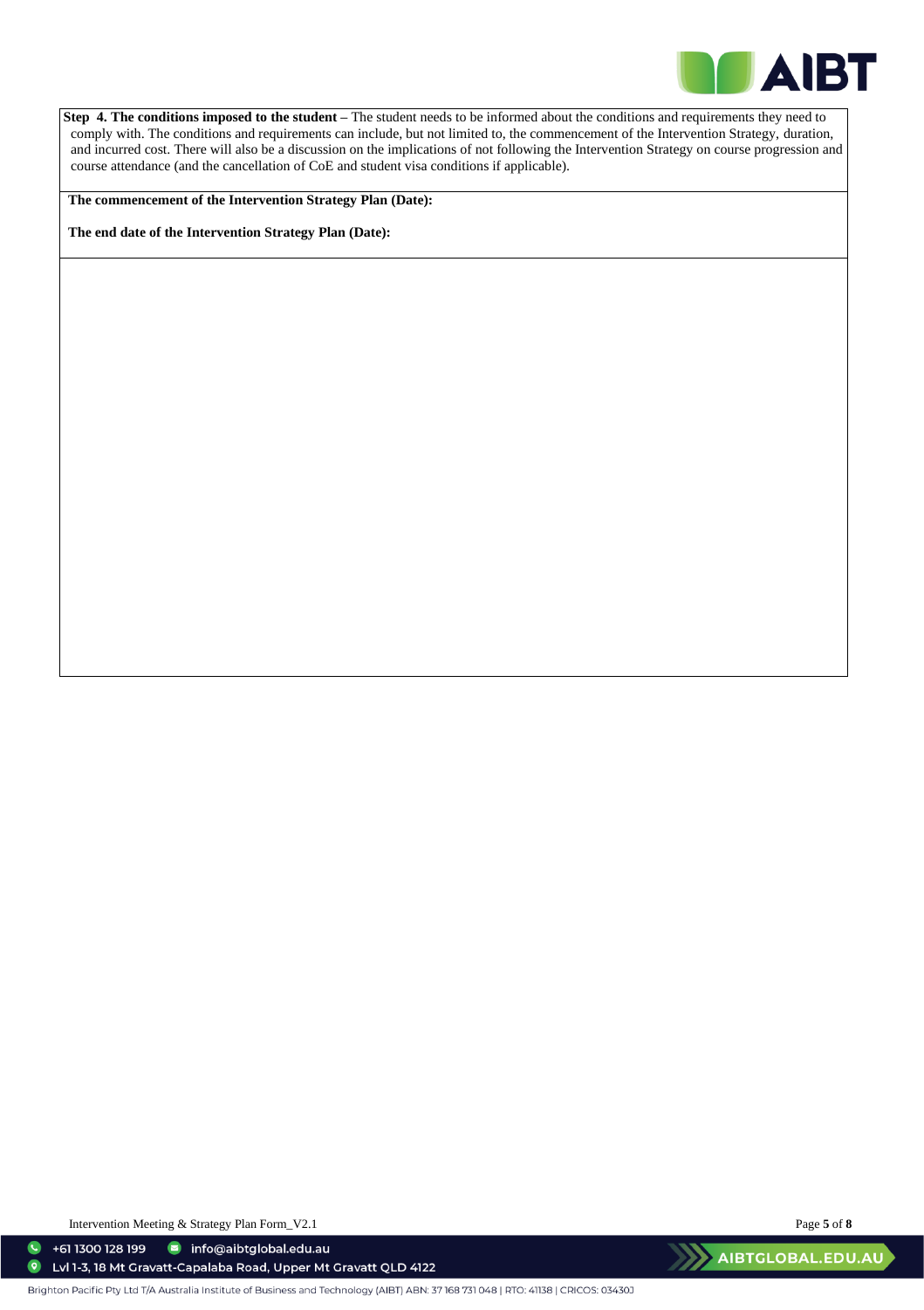**Step 4. The conditions imposed to the student** – The student needs to be informed about the conditions and requirements they need to comply with. The conditions and requirements can include, but not limited to, the commencement of the Intervention Strategy, duration, and incurred cost. There will also be a discussion on the implications of not following the Intervention Strategy on course progression and course attendance (and the cancellation of CoE and student visa conditions if applicable).

**The commencement of the Intervention Strategy Plan (Date):**

**The end date of the Intervention Strategy Plan (Date):**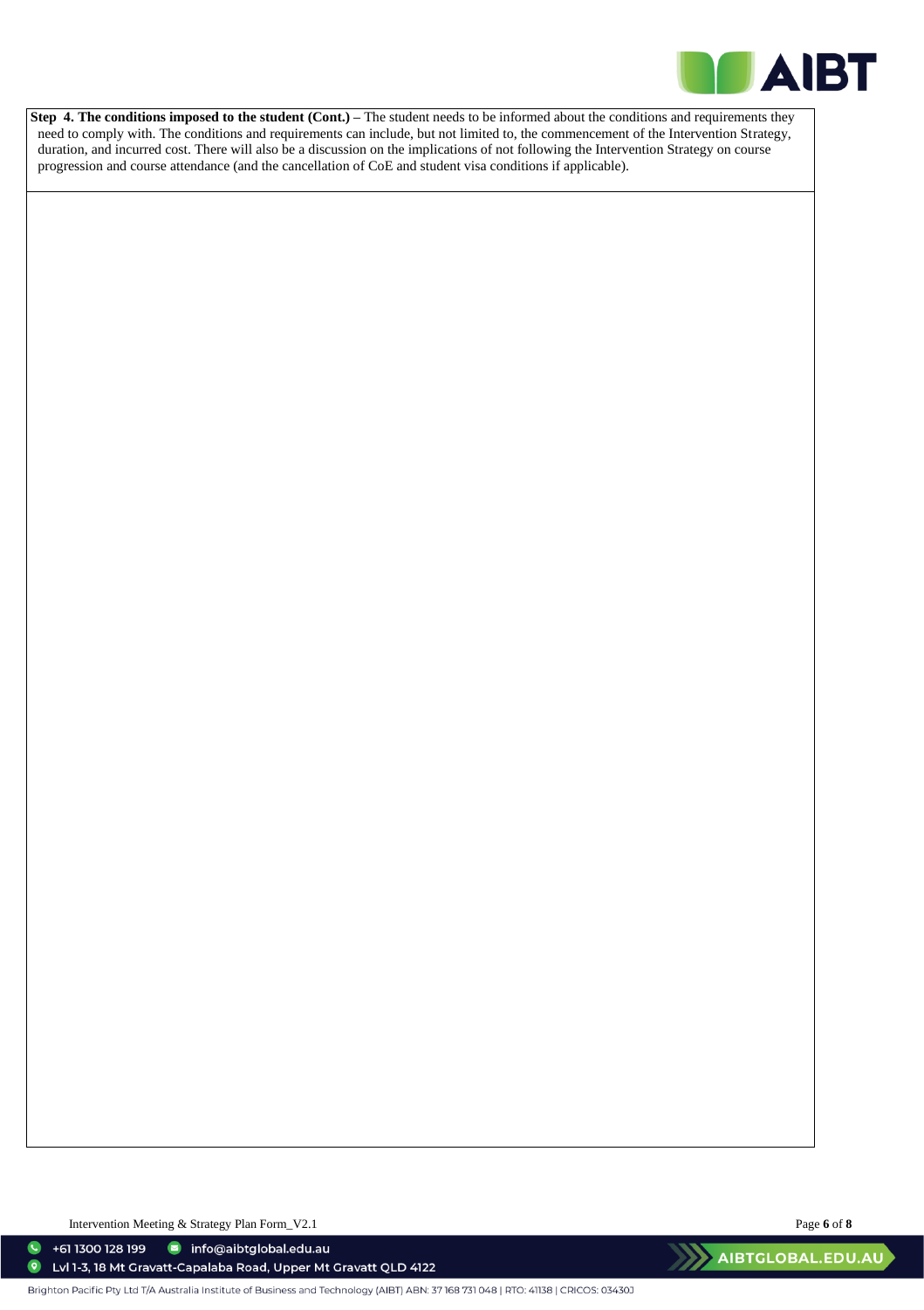**Step 4. The conditions imposed to the student (Cont.)** – The student needs to be informed about the conditions and requirements they need to comply with. The conditions and requirements can include, but not limited to, the commencement of the Intervention Strategy, duration, and incurred cost. There will also be a discussion on the implications of not following the Intervention Strategy on course progression and course attendance (and the cancellation of CoE and student visa conditions if applicable).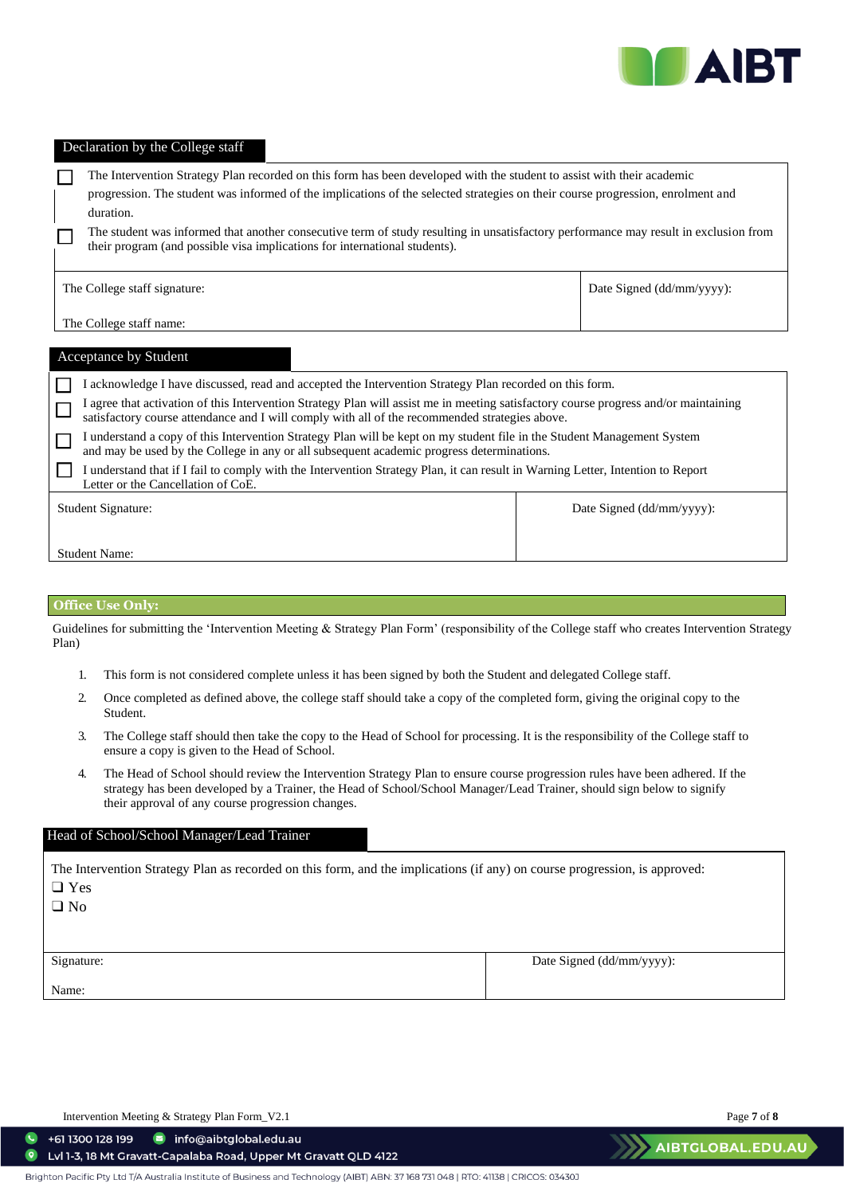## Declaration by the College staff

- ☐ The Intervention Strategy Plan recorded on this form has been developed with the student to assist with their academic progression. The student was informed of the implications of the selected strategies on their course progression, enrolment and duration.
- ☐ The student was informed that another consecutive term of study resulting in unsatisfactory performance may result in exclusion from their program (and possible visa implications for international students).

| The College staff signature: | Date Signed (dd/mm/yyyy): |
|---|---|
| The College staff name: | |

## Acceptance by Student

- ☐ I acknowledge I have discussed, read and accepted the Intervention Strategy Plan recorded on this form.
- ☐ I agree that activation of this Intervention Strategy Plan will assist me in meeting satisfactory course progress and/or maintaining satisfactory course attendance and I will comply with all of the recommended strategies above.
- ☐ I understand a copy of this Intervention Strategy Plan will be kept on my student file in the Student Management System and may be used by the College in any or all subsequent academic progress determinations.
- ☐ I understand that if I fail to comply with the Intervention Strategy Plan, it can result in Warning Letter, Intention to Report Letter or the Cancellation of CoE.

| Student Signature: | Date Signed (dd/mm/yyyy): |
|---|---|
| Student Name: | |

## Office Use Only:

Guidelines for submitting the 'Intervention Meeting & Strategy Plan Form' (responsibility of the College staff who creates Intervention Strategy Plan)

1. This form is not considered complete unless it has been signed by both the Student and delegated College staff.
2. Once completed as defined above, the college staff should take a copy of the completed form, giving the original copy to the Student.
3. The College staff should then take the copy to the Head of School for processing. It is the responsibility of the College staff to ensure a copy is given to the Head of School.
4. The Head of School should review the Intervention Strategy Plan to ensure course progression rules have been adhered. If the strategy has been developed by a Trainer, the Head of School/School Manager/Lead Trainer, should sign below to signify their approval of any course progression changes.

## Head of School/School Manager/Lead Trainer

The Intervention Strategy Plan as recorded on this form, and the implications (if any) on course progression, is approved:

❑ Yes
❑ No

| Signature: | Date Signed (dd/mm/yyyy): |
|---|---|
| Name: | |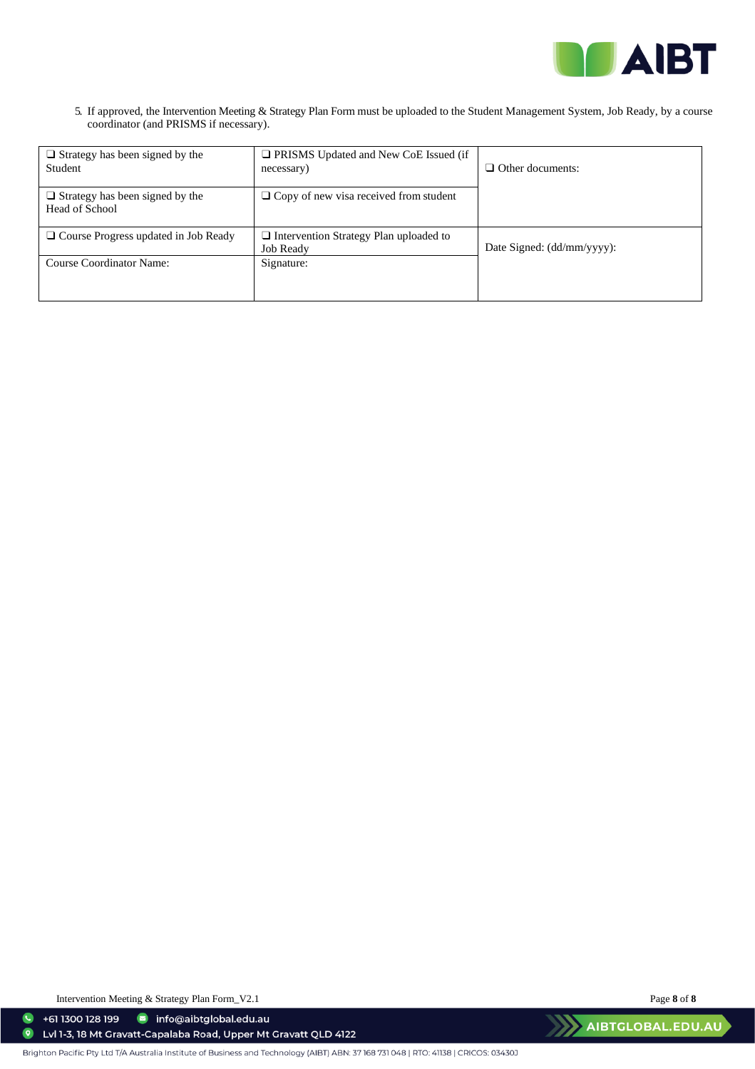5. If approved, the Intervention Meeting & Strategy Plan Form must be uploaded to the Student Management System, Job Ready, by a course coordinator (and PRISMS if necessary).

| | | |
|---|---|---|
| ❑ Strategy has been signed by the Student | ❑ PRISMS Updated and New CoE Issued (if necessary) | ❑ Other documents: |
| ❑ Strategy has been signed by the Head of School | ❑ Copy of new visa received from student | |
| ❑ Course Progress updated in Job Ready | ❑ Intervention Strategy Plan uploaded to Job Ready | Date Signed: (dd/mm/yyyy): |
| Course Coordinator Name: | Signature: | |